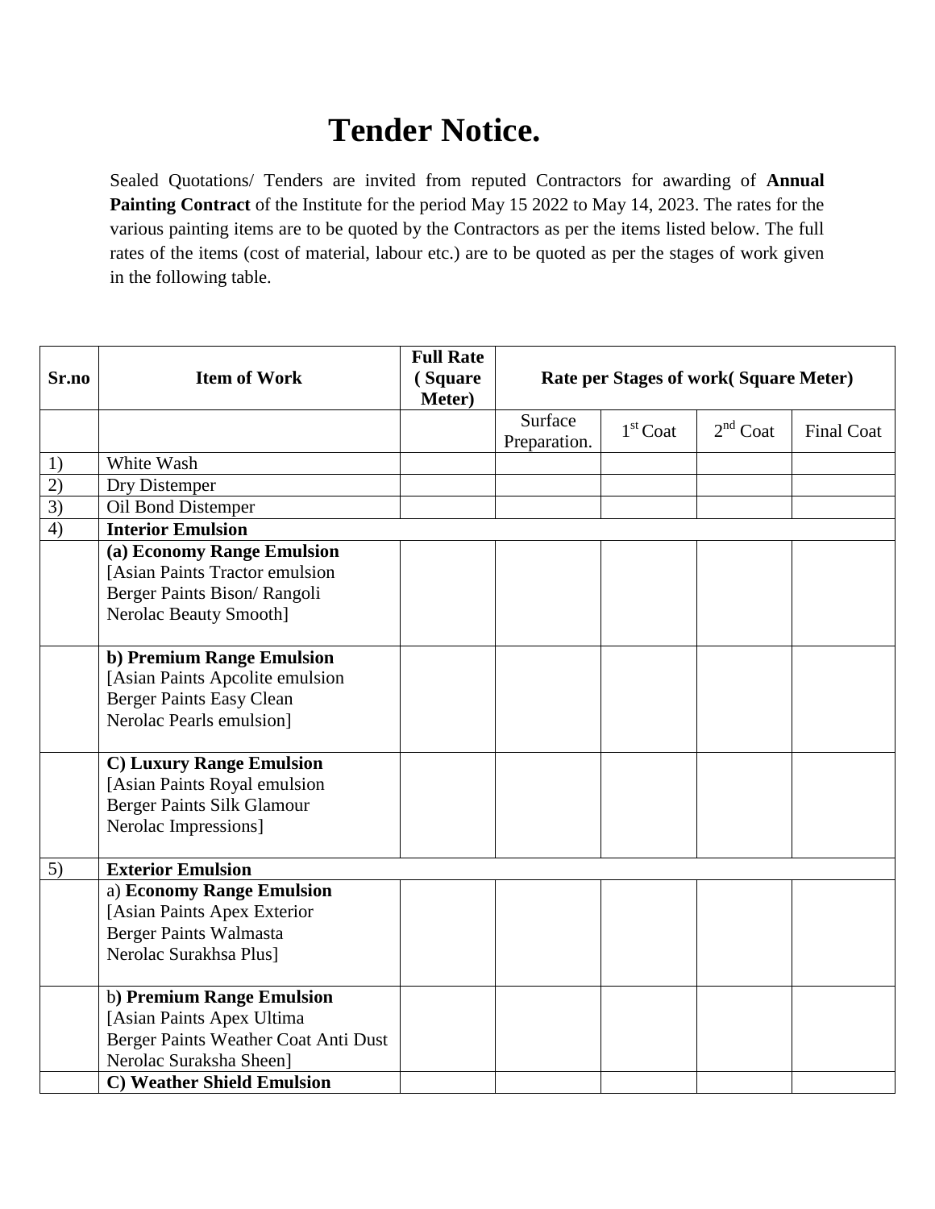# Tender Notice.

Sealed Quotations/ Tenders are invited from reputed Contractors for awarding of **Annual Painting Contract** of the Institute for the period May 15 2022 to May 14, 2023. The rates for the various painting items are to be quoted by the Contractors as per the items listed below. The full rates of the items (cost of material, labour etc.) are to be quoted as per the stages of work given in the following table.

| **Sr.no** | **Item of Work** | **Full Rate ( Square Meter)** | **Rate per Stages of work( Square Meter)** | | | |
|---|---|---|---|---|---|---|
| | | | Surface Preparation. | 1st Coat | 2nd Coat | Final Coat |
| 1) | White Wash | | | | | |
| 2) | Dry Distemper | | | | | |
| 3) | Oil Bond Distemper | | | | | |
| 4) | **Interior Emulsion** | | | | | |
| | **(a) Economy Range Emulsion** [Asian Paints Tractor emulsion Berger Paints Bison/ Rangoli Nerolac Beauty Smooth] | | | | | |
| | **b) Premium Range Emulsion** [Asian Paints Apcolite emulsion Berger Paints Easy Clean Nerolac Pearls emulsion] | | | | | |
| | **C) Luxury Range Emulsion** [Asian Paints Royal emulsion Berger Paints Silk Glamour Nerolac Impressions] | | | | | |
| 5) | **Exterior Emulsion** | | | | | |
| | a) **Economy Range Emulsion** [Asian Paints Apex Exterior Berger Paints Walmasta Nerolac Surakhsa Plus] | | | | | |
| | b**) Premium Range Emulsion** [Asian Paints Apex Ultima Berger Paints Weather Coat Anti Dust Nerolac Suraksha Sheen] | | | | | |
| | **C) Weather Shield Emulsion** | | | | | |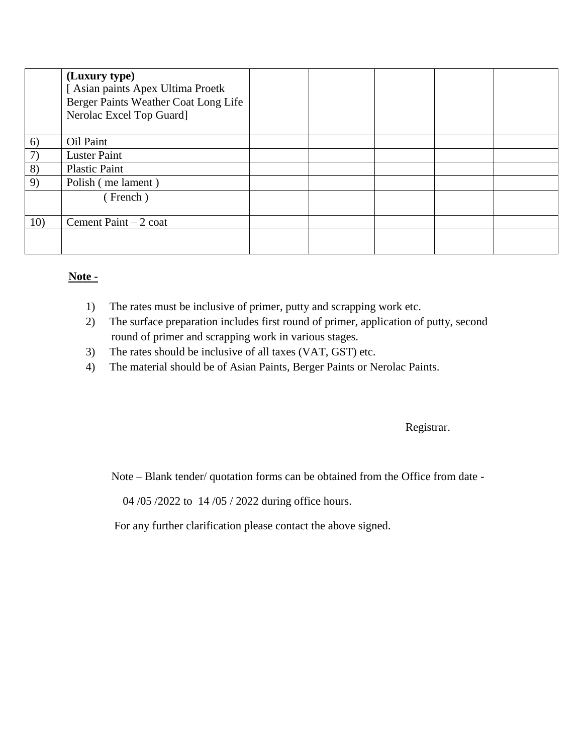| | | | | | | |
|---|---|---|---|---|---|---|
| | **(Luxury type)**<br>[ Asian paints Apex Ultima Proetk Berger Paints Weather Coat Long Life Nerolac Excel Top Guard] | | | | | |
| 6) | Oil Paint | | | | | |
| 7) | Luster Paint | | | | | |
| 8) | Plastic Paint | | | | | |
| 9) | Polish ( me lament ) | | | | | |
| | ( French ) | | | | | |
| 10) | Cement Paint – 2 coat | | | | | |
| | | | | | | |

**Note -**

1) The rates must be inclusive of primer, putty and scrapping work etc.
2) The surface preparation includes first round of primer, application of putty, second round of primer and scrapping work in various stages.
3) The rates should be inclusive of all taxes (VAT, GST) etc.
4) The material should be of Asian Paints, Berger Paints or Nerolac Paints.

Registrar.

Note – Blank tender/ quotation forms can be obtained from the Office from date -

04 /05 /2022 to 14 /05 / 2022 during office hours.

For any further clarification please contact the above signed.